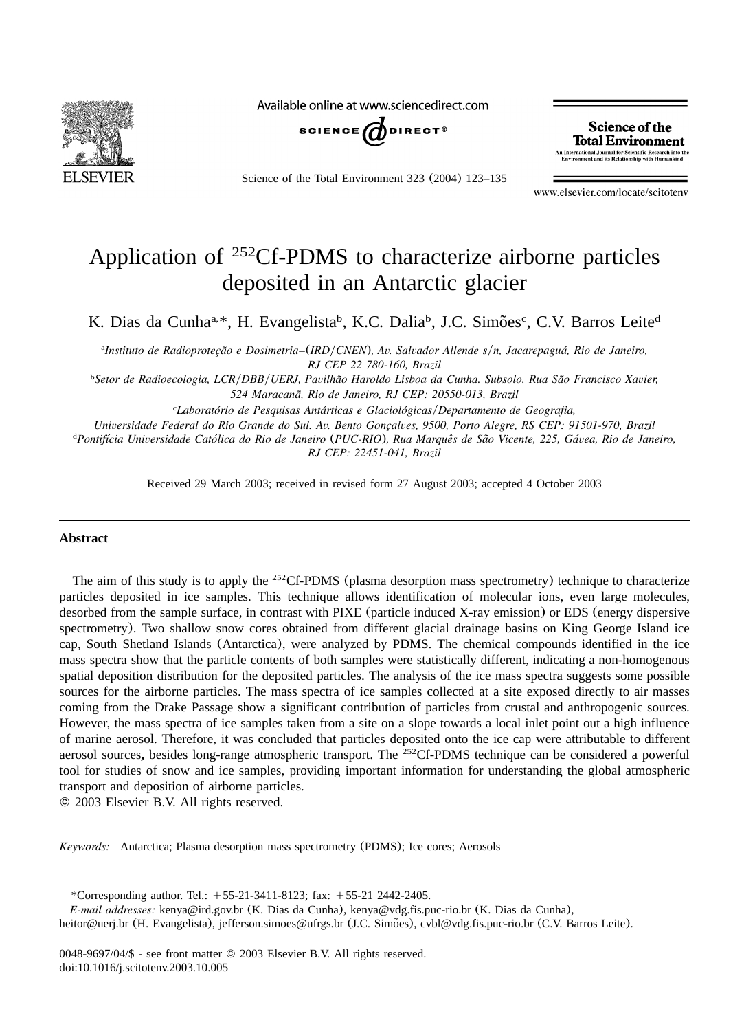# Application of $^{252}$Cf-PDMS to characterize airborne particles deposited in an Antarctic glacier

K. Dias da Cunha[a,*], H. Evangelista[b], K.C. Dalia[b], J.C. Simões[c], C.V. Barros Leite[d]

[a] *Instituto de Radioproteção e Dosimetria–(IRD/CNEN), Av. Salvador Allende s/n, Jacarepaguá, Rio de Janeiro, RJ CEP 22 780-160, Brazil*

[b] *Setor de Radioecologia, LCR/DBB/UERJ, Pavilhão Haroldo Lisboa da Cunha. Subsolo. Rua São Francisco Xavier, 524 Maracanã, Rio de Janeiro, RJ CEP: 20550-013, Brazil*

[c] *Laboratório de Pesquisas Antárticas e Glaciológicas/Departamento de Geografia, Universidade Federal do Rio Grande do Sul. Av. Bento Gonçalves, 9500, Porto Alegre, RS CEP: 91501-970, Brazil*

[d] *Pontifícia Universidade Católica do Rio de Janeiro (PUC-RIO), Rua Marquês de São Vicente, 225, Gávea, Rio de Janeiro, RJ CEP: 22451-041, Brazil*

Received 29 March 2003; received in revised form 27 August 2003; accepted 4 October 2003

## Abstract

The aim of this study is to apply the $^{252}$Cf-PDMS (plasma desorption mass spectrometry) technique to characterize particles deposited in ice samples. This technique allows identification of molecular ions, even large molecules, desorbed from the sample surface, in contrast with PIXE (particle induced X-ray emission) or EDS (energy dispersive spectrometry). Two shallow snow cores obtained from different glacial drainage basins on King George Island ice cap, South Shetland Islands (Antarctica), were analyzed by PDMS. The chemical compounds identified in the ice mass spectra show that the particle contents of both samples were statistically different, indicating a non-homogenous spatial deposition distribution for the deposited particles. The analysis of the ice mass spectra suggests some possible sources for the airborne particles. The mass spectra of ice samples collected at a site exposed directly to air masses coming from the Drake Passage show a significant contribution of particles from crustal and anthropogenic sources. However, the mass spectra of ice samples taken from a site on a slope towards a local inlet point out a high influence of marine aerosol. Therefore, it was concluded that particles deposited onto the ice cap were attributable to different aerosol sources**,** besides long-range atmospheric transport. The $^{252}$Cf-PDMS technique can be considered a powerful tool for studies of snow and ice samples, providing important information for understanding the global atmospheric transport and deposition of airborne particles.

© 2003 Elsevier B.V. All rights reserved.

*Keywords:* Antarctica; Plasma desorption mass spectrometry (PDMS); Ice cores; Aerosols

*Corresponding author. Tel.: +55-21-3411-8123; fax: +55-21 2442-2405.

*E-mail addresses:* kenya@ird.gov.br (K. Dias da Cunha), kenya@vdg.fis.puc-rio.br (K. Dias da Cunha), heitor@uerj.br (H. Evangelista), jefferson.simoes@ufrgs.br (J.C. Simões), cvbl@vdg.fis.puc-rio.br (C.V. Barros Leite).

0048-9697/04/$ - see front matter © 2003 Elsevier B.V. All rights reserved.
doi:10.1016/j.scitotenv.2003.10.005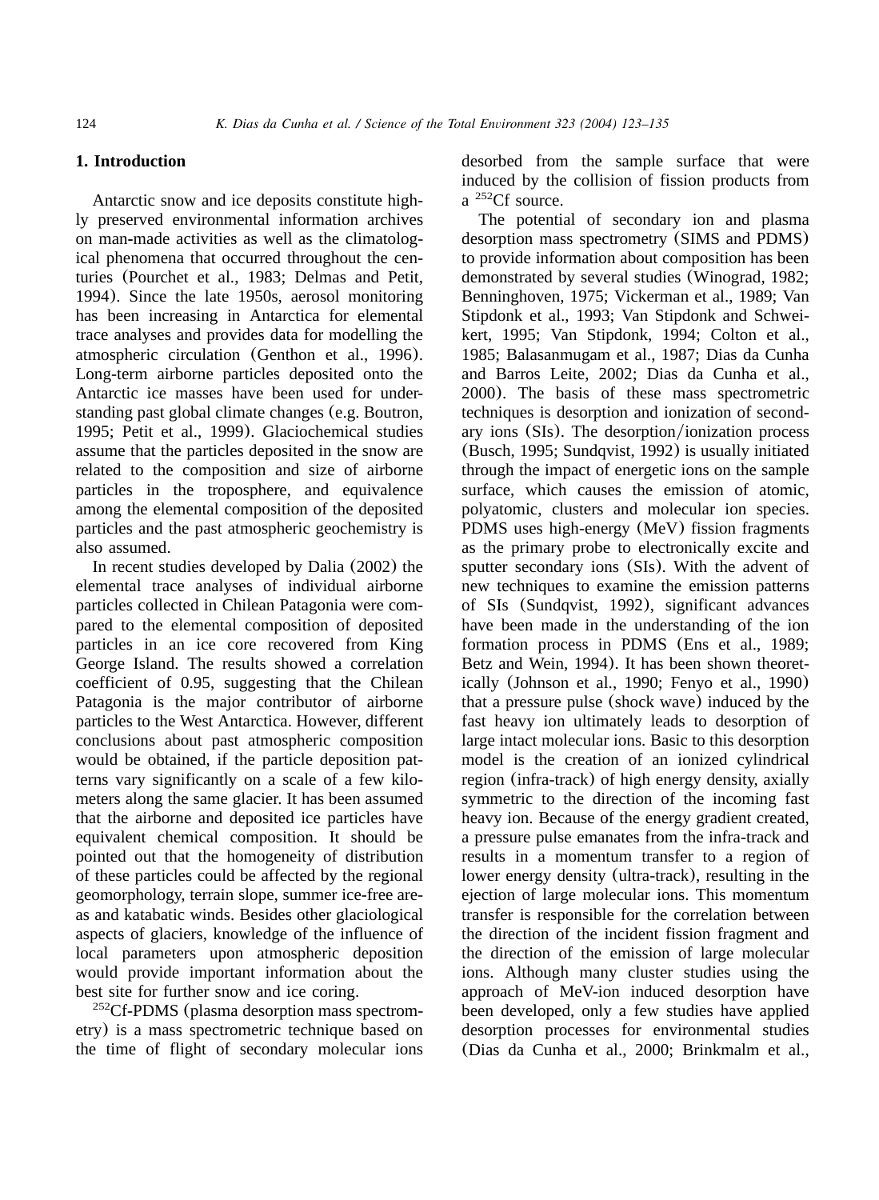## 1. Introduction

Antarctic snow and ice deposits constitute highly preserved environmental information archives on man-made activities as well as the climatological phenomena that occurred throughout the centuries (Pourchet et al., 1983; Delmas and Petit, 1994). Since the late 1950s, aerosol monitoring has been increasing in Antarctica for elemental trace analyses and provides data for modelling the atmospheric circulation (Genthon et al., 1996). Long-term airborne particles deposited onto the Antarctic ice masses have been used for understanding past global climate changes (e.g. Boutron, 1995; Petit et al., 1999). Glaciochemical studies assume that the particles deposited in the snow are related to the composition and size of airborne particles in the troposphere, and equivalence among the elemental composition of the deposited particles and the past atmospheric geochemistry is also assumed.

In recent studies developed by Dalia (2002) the elemental trace analyses of individual airborne particles collected in Chilean Patagonia were compared to the elemental composition of deposited particles in an ice core recovered from King George Island. The results showed a correlation coefficient of 0.95, suggesting that the Chilean Patagonia is the major contributor of airborne particles to the West Antarctica. However, different conclusions about past atmospheric composition would be obtained, if the particle deposition patterns vary significantly on a scale of a few kilometers along the same glacier. It has been assumed that the airborne and deposited ice particles have equivalent chemical composition. It should be pointed out that the homogeneity of distribution of these particles could be affected by the regional geomorphology, terrain slope, summer ice-free areas and katabatic winds. Besides other glaciological aspects of glaciers, knowledge of the influence of local parameters upon atmospheric deposition would provide important information about the best site for further snow and ice coring.

$^{252}$Cf-PDMS (plasma desorption mass spectrometry) is a mass spectrometric technique based on the time of flight of secondary molecular ions desorbed from the sample surface that were induced by the collision of fission products from a $^{252}$Cf source.

The potential of secondary ion and plasma desorption mass spectrometry (SIMS and PDMS) to provide information about composition has been demonstrated by several studies (Winograd, 1982; Benninghoven, 1975; Vickerman et al., 1989; Van Stipdonk et al., 1993; Van Stipdonk and Schweikert, 1995; Van Stipdonk, 1994; Colton et al., 1985; Balasanmugam et al., 1987; Dias da Cunha and Barros Leite, 2002; Dias da Cunha et al., 2000). The basis of these mass spectrometric techniques is desorption and ionization of secondary ions (SIs). The desorption/ionization process (Busch, 1995; Sundqvist, 1992) is usually initiated through the impact of energetic ions on the sample surface, which causes the emission of atomic, polyatomic, clusters and molecular ion species. PDMS uses high-energy (MeV) fission fragments as the primary probe to electronically excite and sputter secondary ions (SIs). With the advent of new techniques to examine the emission patterns of SIs (Sundqvist, 1992), significant advances have been made in the understanding of the ion formation process in PDMS (Ens et al., 1989; Betz and Wein, 1994). It has been shown theoretically (Johnson et al., 1990; Fenyo et al., 1990) that a pressure pulse (shock wave) induced by the fast heavy ion ultimately leads to desorption of large intact molecular ions. Basic to this desorption model is the creation of an ionized cylindrical region (infra-track) of high energy density, axially symmetric to the direction of the incoming fast heavy ion. Because of the energy gradient created, a pressure pulse emanates from the infra-track and results in a momentum transfer to a region of lower energy density (ultra-track), resulting in the ejection of large molecular ions. This momentum transfer is responsible for the correlation between the direction of the incident fission fragment and the direction of the emission of large molecular ions. Although many cluster studies using the approach of MeV-ion induced desorption have been developed, only a few studies have applied desorption processes for environmental studies (Dias da Cunha et al., 2000; Brinkmalm et al.,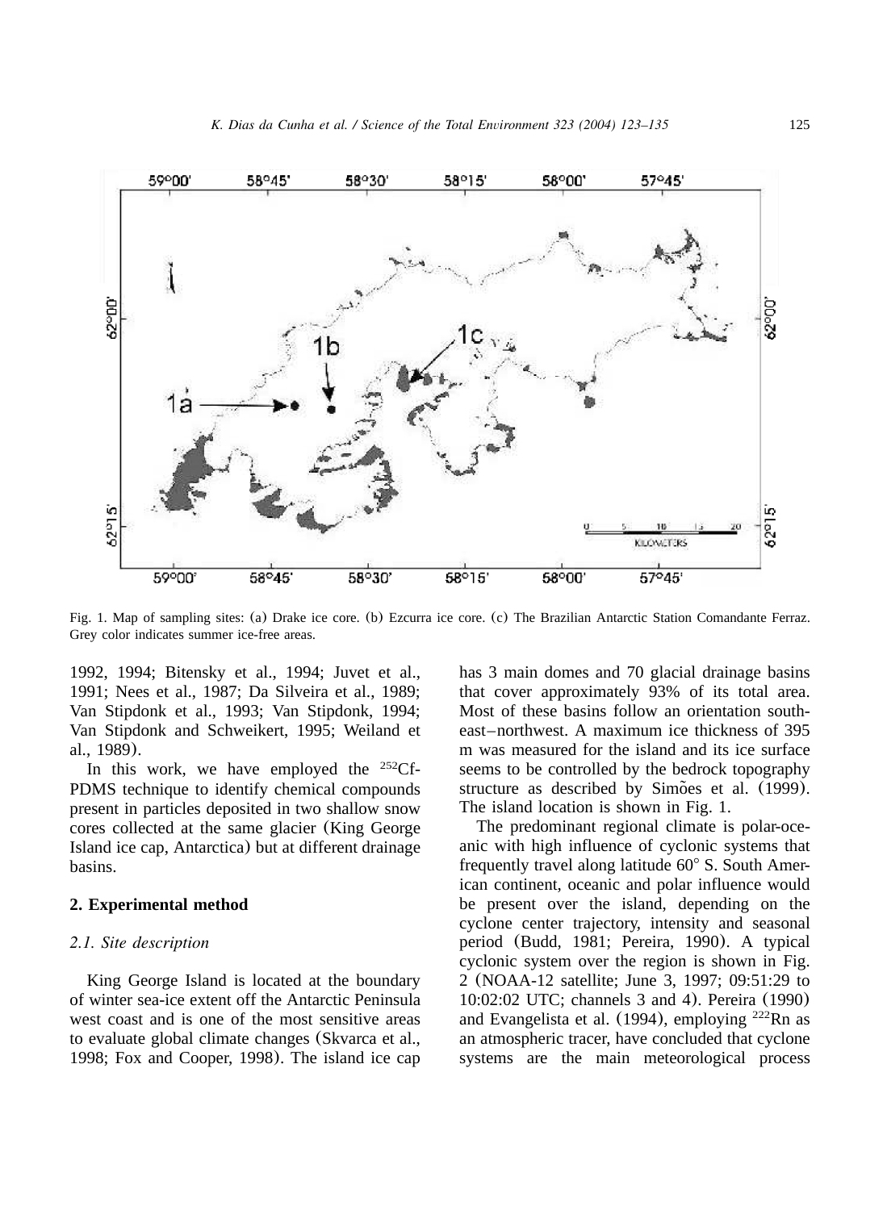Fig. 1. Map of sampling sites: (a) Drake ice core. (b) Ezcurra ice core. (c) The Brazilian Antarctic Station Comandante Ferraz. Grey color indicates summer ice-free areas.

1992, 1994; Bitensky et al., 1994; Juvet et al., 1991; Nees et al., 1987; Da Silveira et al., 1989; Van Stipdonk et al., 1993; Van Stipdonk, 1994; Van Stipdonk and Schweikert, 1995; Weiland et al., 1989).

In this work, we have employed the $^{252}$Cf-PDMS technique to identify chemical compounds present in particles deposited in two shallow snow cores collected at the same glacier (King George Island ice cap, Antarctica) but at different drainage basins.

## 2. Experimental method

### 2.1. Site description

King George Island is located at the boundary of winter sea-ice extent off the Antarctic Peninsula west coast and is one of the most sensitive areas to evaluate global climate changes (Skvarca et al., 1998; Fox and Cooper, 1998). The island ice cap has 3 main domes and 70 glacial drainage basins that cover approximately 93% of its total area. Most of these basins follow an orientation southeast–northwest. A maximum ice thickness of 395 m was measured for the island and its ice surface seems to be controlled by the bedrock topography structure as described by Simões et al. (1999). The island location is shown in Fig. 1.

The predominant regional climate is polar-oceanic with high influence of cyclonic systems that frequently travel along latitude 60° S. South American continent, oceanic and polar influence would be present over the island, depending on the cyclone center trajectory, intensity and seasonal period (Budd, 1981; Pereira, 1990). A typical cyclonic system over the region is shown in Fig. 2 (NOAA-12 satellite; June 3, 1997; 09:51:29 to 10:02:02 UTC; channels 3 and 4). Pereira (1990) and Evangelista et al. (1994), employing $^{222}$Rn as an atmospheric tracer, have concluded that cyclone systems are the main meteorological process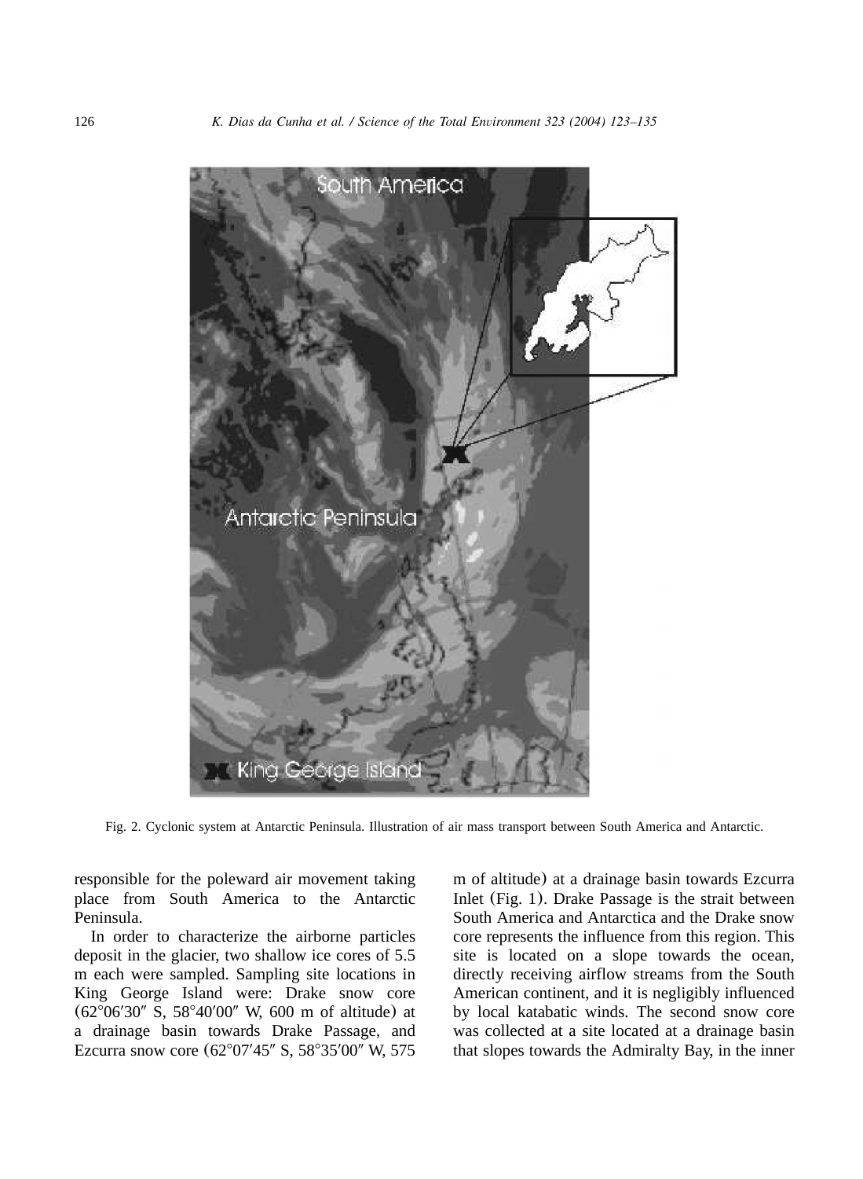Fig. 2. Cyclonic system at Antarctic Peninsula. Illustration of air mass transport between South America and Antarctic.

responsible for the poleward air movement taking place from South America to the Antarctic Peninsula.

In order to characterize the airborne particles deposit in the glacier, two shallow ice cores of 5.5 m each were sampled. Sampling site locations in King George Island were: Drake snow core (62°06′30″ S, 58°40′00″ W, 600 m of altitude) at a drainage basin towards Drake Passage, and Ezcurra snow core (62°07′45″ S, 58°35′00″ W, 575 m of altitude) at a drainage basin towards Ezcurra Inlet (Fig. 1). Drake Passage is the strait between South America and Antarctica and the Drake snow core represents the influence from this region. This site is located on a slope towards the ocean, directly receiving airflow streams from the South American continent, and it is negligibly influenced by local katabatic winds. The second snow core was collected at a site located at a drainage basin that slopes towards the Admiralty Bay, in the inner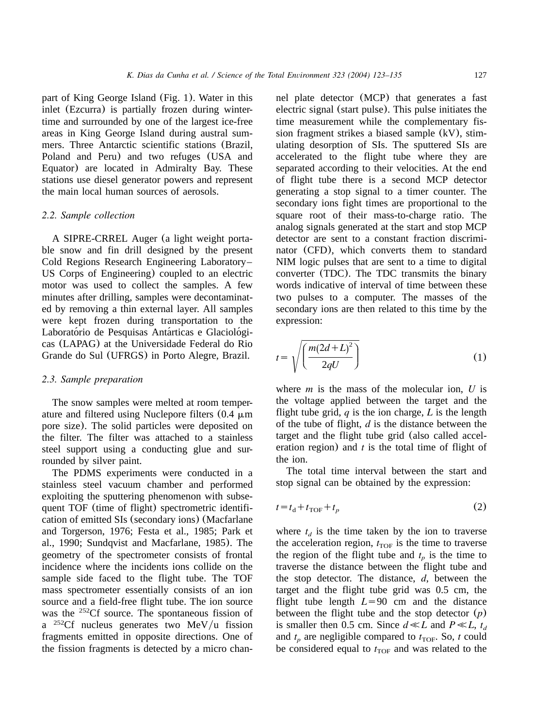part of King George Island (Fig. 1). Water in this inlet (Ezcurra) is partially frozen during wintertime and surrounded by one of the largest ice-free areas in King George Island during austral summers. Three Antarctic scientific stations (Brazil, Poland and Peru) and two refuges (USA and Equator) are located in Admiralty Bay. These stations use diesel generator powers and represent the main local human sources of aerosols.

### *2.2. Sample collection*

A SIPRE-CRREL Auger (a light weight portable snow and fin drill designed by the present Cold Regions Research Engineering Laboratory–US Corps of Engineering) coupled to an electric motor was used to collect the samples. A few minutes after drilling, samples were decontaminated by removing a thin external layer. All samples were kept frozen during transportation to the Laboratório de Pesquisas Antárticas e Glaciológicas (LAPAG) at the Universidade Federal do Rio Grande do Sul (UFRGS) in Porto Alegre, Brazil.

### *2.3. Sample preparation*

The snow samples were melted at room temperature and filtered using Nuclepore filters (0.4 μm pore size). The solid particles were deposited on the filter. The filter was attached to a stainless steel support using a conducting glue and surrounded by silver paint.

The PDMS experiments were conducted in a stainless steel vacuum chamber and performed exploiting the sputtering phenomenon with subsequent TOF (time of flight) spectrometric identification of emitted SIs (secondary ions) (Macfarlane and Torgerson, 1976; Festa et al., 1985; Park et al., 1990; Sundqvist and Macfarlane, 1985). The geometry of the spectrometer consists of frontal incidence where the incidents ions collide on the sample side faced to the flight tube. The TOF mass spectrometer essentially consists of an ion source and a field-free flight tube. The ion source was the $^{252}$Cf source. The spontaneous fission of a $^{252}$Cf nucleus generates two MeV/u fission fragments emitted in opposite directions. One of the fission fragments is detected by a micro channel plate detector (MCP) that generates a fast electric signal (start pulse). This pulse initiates the time measurement while the complementary fission fragment strikes a biased sample (kV), stimulating desorption of SIs. The sputtered SIs are accelerated to the flight tube where they are separated according to their velocities. At the end of flight tube there is a second MCP detector generating a stop signal to a timer counter. The secondary ions fight times are proportional to the square root of their mass-to-charge ratio. The analog signals generated at the start and stop MCP detector are sent to a constant fraction discriminator (CFD), which converts them to standard NIM logic pulses that are sent to a time to digital converter (TDC). The TDC transmits the binary words indicative of interval of time between these two pulses to a computer. The masses of the secondary ions are then related to this time by the expression:

$$t=\sqrt{\left(\frac{m(2d+L)^2}{2qU}\right)} \tag{1}$$

where $m$ is the mass of the molecular ion, $U$ is the voltage applied between the target and the flight tube grid, $q$ is the ion charge, $L$ is the length of the tube of flight, $d$ is the distance between the target and the flight tube grid (also called acceleration region) and $t$ is the total time of flight of the ion.

The total time interval between the start and stop signal can be obtained by the expression:

$$t=t_{\mathrm{d}}+t_{\mathrm{TOF}}+t_p \tag{2}$$

where $t_d$ is the time taken by the ion to traverse the acceleration region, $t_{\mathrm{TOF}}$ is the time to traverse the region of the flight tube and $t_p$ is the time to traverse the distance between the flight tube and the stop detector. The distance, $d$, between the target and the flight tube grid was 0.5 cm, the flight tube length $L=90$ cm and the distance between the flight tube and the stop detector ($p$) is smaller then 0.5 cm. Since $d \ll L$ and $P \ll L$, $t_d$ and $t_p$ are negligible compared to $t_{\mathrm{TOF}}$. So, $t$ could be considered equal to $t_{\mathrm{TOF}}$ and was related to the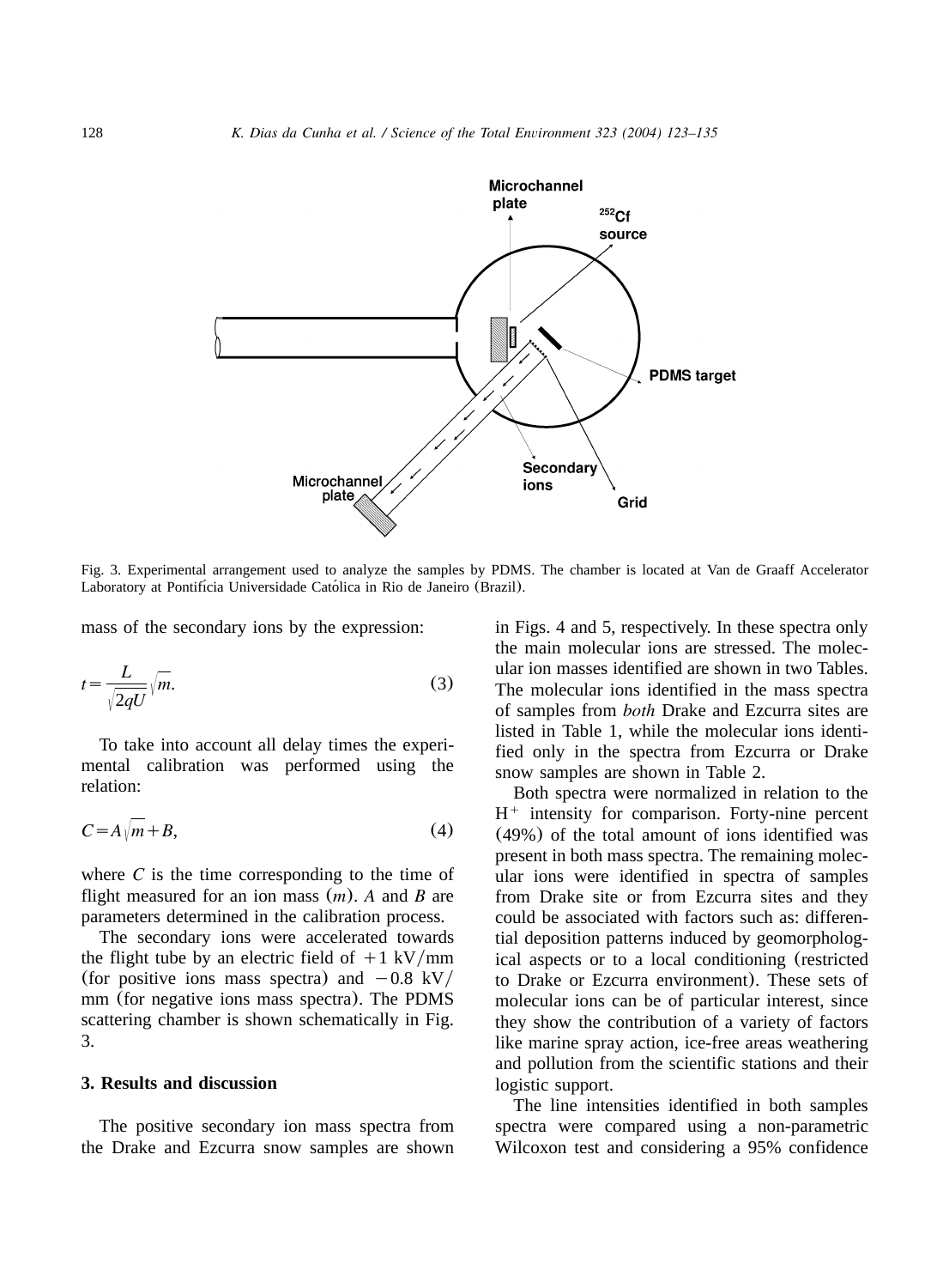Fig. 3. Experimental arrangement used to analyze the samples by PDMS. The chamber is located at Van de Graaff Accelerator Laboratory at Pontifícia Universidade Católica in Rio de Janeiro (Brazil).

mass of the secondary ions by the expression:

$$t = \frac{L}{\sqrt{2qU}}\sqrt{m}. \quad (3)$$

To take into account all delay times the experimental calibration was performed using the relation:

$$C = A\sqrt{m} + B, \quad (4)$$

where $C$ is the time corresponding to the time of flight measured for an ion mass ($m$). $A$ and $B$ are parameters determined in the calibration process.

The secondary ions were accelerated towards the flight tube by an electric field of $+1$ kV/mm (for positive ions mass spectra) and $-0.8$ kV/mm (for negative ions mass spectra). The PDMS scattering chamber is shown schematically in Fig. 3.

## 3. Results and discussion

The positive secondary ion mass spectra from the Drake and Ezcurra snow samples are shown in Figs. 4 and 5, respectively. In these spectra only the main molecular ions are stressed. The molecular ion masses identified are shown in two Tables. The molecular ions identified in the mass spectra of samples from *both* Drake and Ezcurra sites are listed in Table 1, while the molecular ions identified only in the spectra from Ezcurra or Drake snow samples are shown in Table 2.

Both spectra were normalized in relation to the $H^+$ intensity for comparison. Forty-nine percent (49%) of the total amount of ions identified was present in both mass spectra. The remaining molecular ions were identified in spectra of samples from Drake site or from Ezcurra sites and they could be associated with factors such as: differential deposition patterns induced by geomorphological aspects or to a local conditioning (restricted to Drake or Ezcurra environment). These sets of molecular ions can be of particular interest, since they show the contribution of a variety of factors like marine spray action, ice-free areas weathering and pollution from the scientific stations and their logistic support.

The line intensities identified in both samples spectra were compared using a non-parametric Wilcoxon test and considering a 95% confidence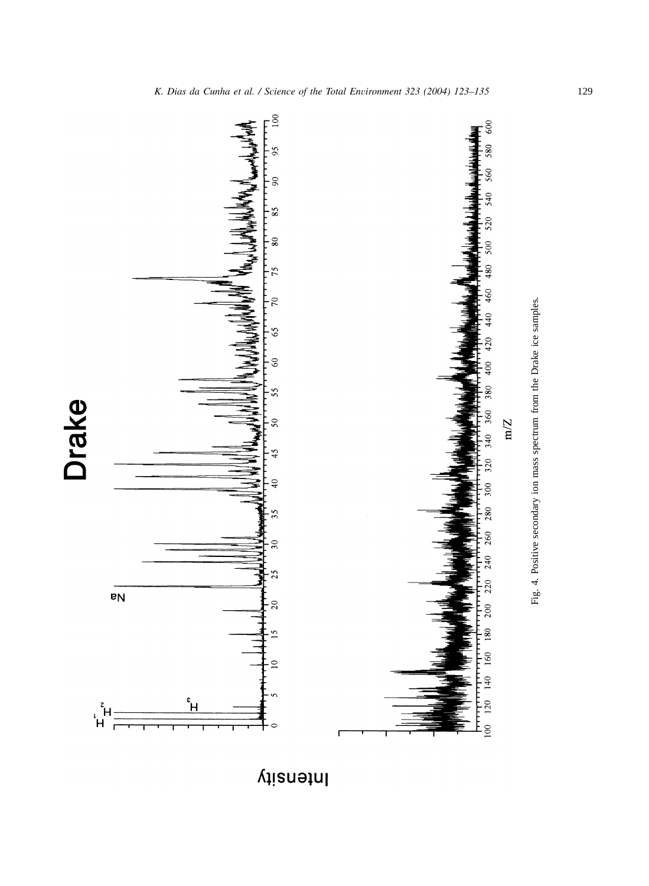Fig. 4. Positive secondary ion mass spectrum from the Drake ice samples.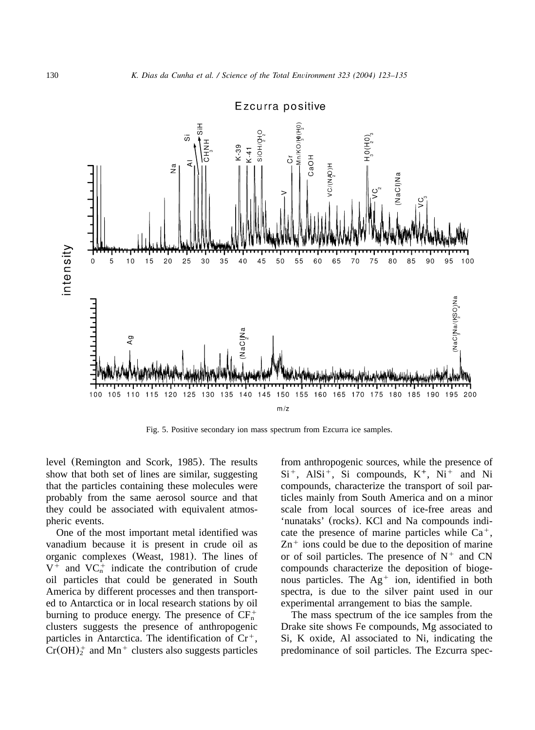Fig. 5. Positive secondary ion mass spectrum from Ezcurra ice samples.

level (Remington and Scork, 1985). The results show that both set of lines are similar, suggesting that the particles containing these molecules were probably from the same aerosol source and that they could be associated with equivalent atmospheric events.

One of the most important metal identified was vanadium because it is present in crude oil as organic complexes (Weast, 1981). The lines of $V^+$ and $VC_n^+$ indicate the contribution of crude oil particles that could be generated in South America by different processes and then transported to Antarctica or in local research stations by oil burning to produce energy. The presence of $CF_n^+$ clusters suggests the presence of anthropogenic particles in Antarctica. The identification of $Cr^+$, $Cr(OH)_2^+$ and $Mn^+$ clusters also suggests particles from anthropogenic sources, while the presence of $Si^+$, $AlSi^+$, Si compounds, $K^+$, $Ni^+$ and Ni compounds, characterize the transport of soil particles mainly from South America and on a minor scale from local sources of ice-free areas and 'nunataks' (rocks). KCl and Na compounds indicate the presence of marine particles while $Ca^+$, $Zn^+$ ions could be due to the deposition of marine or of soil particles. The presence of $N^+$ and CN compounds characterize the deposition of biogenous particles. The $Ag^+$ ion, identified in both spectra, is due to the silver paint used in our experimental arrangement to bias the sample.

The mass spectrum of the ice samples from the Drake site shows Fe compounds, Mg associated to Si, K oxide, Al associated to Ni, indicating the predominance of soil particles. The Ezcurra spec-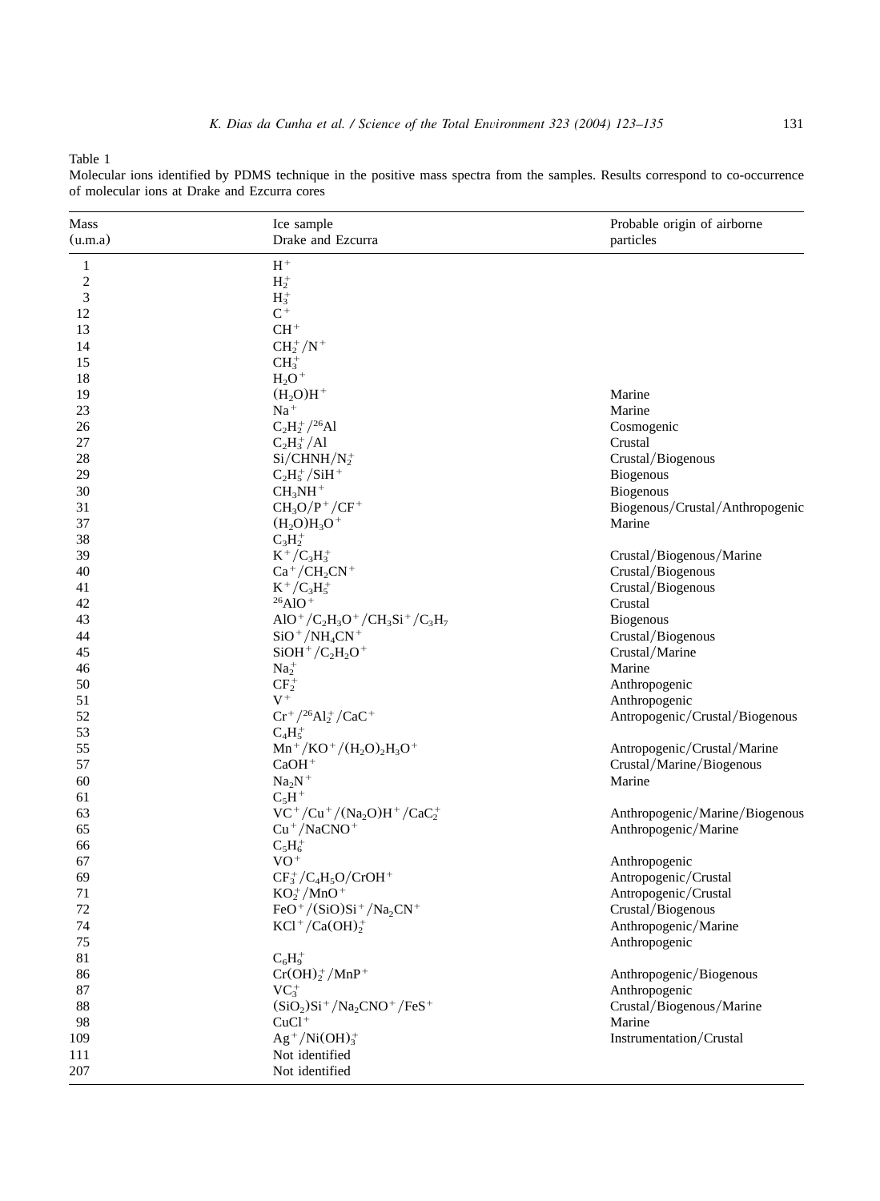Table 1

Molecular ions identified by PDMS technique in the positive mass spectra from the samples. Results correspond to co-occurrence of molecular ions at Drake and Ezcurra cores

| Mass (u.m.a) | Ice sample Drake and Ezcurra | Probable origin of airborne particles |
|---|---|---|
| 1 | $H^+$ | |
| 2 | $H_2^+$ | |
| 3 | $H_3^+$ | |
| 12 | $C^+$ | |
| 13 | $CH^+$ | |
| 14 | $CH_2^+/N^+$ | |
| 15 | $CH_3^+$ | |
| 18 | $H_2O^+$ | |
| 19 | $(H_2O)H^+$ | Marine |
| 23 | $Na^+$ | Marine |
| 26 | $C_2H_2^+/^{26}Al$ | Cosmogenic |
| 27 | $C_2H_3^+/Al$ | Crustal |
| 28 | $Si/CHNH/N_2^+$ | Crustal/Biogenous |
| 29 | $C_2H_5^+/SiH^+$ | Biogenous |
| 30 | $CH_3NH^+$ | Biogenous |
| 31 | $CH_3O/P^+/CF^+$ | Biogenous/Crustal/Anthropogenic |
| 37 | $(H_2O)H_3O^+$ | Marine |
| 38 | $C_3H_2^+$ | |
| 39 | $K^+/C_3H_3^+$ | Crustal/Biogenous/Marine |
| 40 | $Ca^+/CH_2CN^+$ | Crustal/Biogenous |
| 41 | $K^+/C_3H_5^+$ | Crustal/Biogenous |
| 42 | $^{26}AlO^+$ | Crustal |
| 43 | $AlO^+/C_2H_3O^+/CH_3Si^+/C_3H_7$ | Biogenous |
| 44 | $SiO^+/NH_4CN^+$ | Crustal/Biogenous |
| 45 | $SiOH^+/C_2H_2O^+$ | Crustal/Marine |
| 46 | $Na_2^+$ | Marine |
| 50 | $CF_2^+$ | Anthropogenic |
| 51 | $V^+$ | Anthropogenic |
| 52 | $Cr^+/^{26}Al_2^+/CaC^+$ | Antropogenic/Crustal/Biogenous |
| 53 | $C_4H_5^+$ | |
| 55 | $Mn^+/KO^+/(H_2O)_2H_3O^+$ | Antropogenic/Crustal/Marine |
| 57 | $CaOH^+$ | Crustal/Marine/Biogenous |
| 60 | $Na_2N^+$ | Marine |
| 61 | $C_5H^+$ | |
| 63 | $VC^+/Cu^+/(Na_2O)H^+/CaC_2^+$ | Anthropogenic/Marine/Biogenous |
| 65 | $Cu^+/NaCNO^+$ | Anthropogenic/Marine |
| 66 | $C_5H_6^+$ | |
| 67 | $VO^+$ | Anthropogenic |
| 69 | $CF_3^+/C_4H_5O/CrOH^+$ | Antropogenic/Crustal |
| 71 | $KO_2^+/MnO^+$ | Antropogenic/Crustal |
| 72 | $FeO^+/(SiO)Si^+/Na_2CN^+$ | Crustal/Biogenous |
| 74 | $KCl^+/Ca(OH)_2^+$ | Anthropogenic/Marine |
| 75 | | Anthropogenic |
| 81 | $C_6H_9^+$ | |
| 86 | $Cr(OH)_2^+/MnP^+$ | Anthropogenic/Biogenous |
| 87 | $VC_3^+$ | Anthropogenic |
| 88 | $(SiO_2)Si^+/Na_2CNO^+/FeS^+$ | Crustal/Biogenous/Marine |
| 98 | $CuCl^+$ | Marine |
| 109 | $Ag^+/Ni(OH)_3^+$ | Instrumentation/Crustal |
| 111 | Not identified | |
| 207 | Not identified | |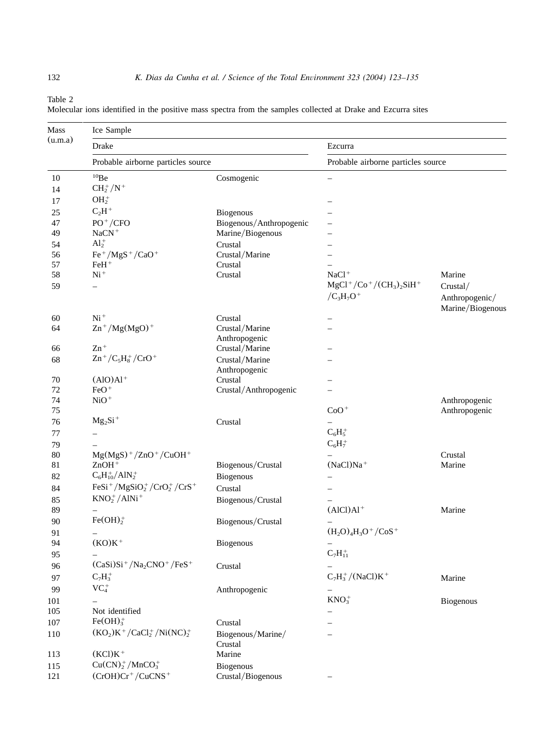Table 2
Molecular ions identified in the positive mass spectra from the samples collected at Drake and Ezcurra sites

| Mass (u.m.a) | Ice Sample | | | |
|---|---|---|---|---|
| | Drake | | Ezcurra | |
| | Probable airborne particles source | | Probable airborne particles source | |
| 10 | $^{10}Be$ | Cosmogenic | – | |
| 14 | $CH_2^+/N^+$ | | | |
| 17 | $OH_2^+$ | | – | |
| 25 | $C_2H^+$ | Biogenous | – | |
| 47 | $PO^+/CFO$ | Biogenous/Anthropogenic | – | |
| 49 | $NaCN^+$ | Marine/Biogenous | – | |
| 54 | $Al_2^+$ | Crustal | – | |
| 56 | $Fe^+/MgS^+/CaO^+$ | Crustal/Marine | – | |
| 57 | $FeH^+$ | Crustal | – | |
| 58 | $Ni^+$ | Crustal | $NaCl^+$ | Marine |
| 59 | – | | $MgCl^+/Co^+/(CH_3)_2SiH^+$ $/C_3H_7O^+$ | Crustal/ Anthropogenic/ Marine/Biogenous |
| 60 | $Ni^+$ | Crustal | – | |
| 64 | $Zn^+/Mg(MgO)^+$ | Crustal/Marine Anthropogenic | – | |
| 66 | $Zn^+$ | Crustal/Marine | – | |
| 68 | $Zn^+/C_5H_8^+/CrO^+$ | Crustal/Marine Anthropogenic | – | |
| 70 | $(AlO)Al^+$ | Crustal | – | |
| 72 | $FeO^+$ | Crustal/Anthropogenic | – | |
| 74 | $NiO^+$ | | | Anthropogenic |
| 75 | | | $CoO^+$ | Anthropogenic |
| 76 | $Mg_2Si^+$ | Crustal | – | |
| 77 | – | | $C_6H_5^+$ | |
| 79 | – | | $C_6H_7^+$ | |
| 80 | $Mg(MgS)^+/ZnO^+/CuOH^+$ | | – | Crustal |
| 81 | $ZnOH^+$ | Biogenous/Crustal | $(NaCl)Na^+$ | Marine |
| 82 | $C_6H_{10}^+/AlN_2^+$ | Biogenous | – | |
| 84 | $FeSi^+/MgSiO_2^+/CrO_2^+/CrS^+$ | Crustal | – | |
| 85 | $KNO_2^+/AlNi^+$ | Biogenous/Crustal | – | |
| 89 | – | | $(AlCl)Al^+$ | Marine |
| 90 | $Fe(OH)_2^+$ | Biogenous/Crustal | – | |
| 91 | – | | $(H_2O)_4H_3O^+/CoS^+$ | |
| 94 | $(KO)K^+$ | Biogenous | – | |
| 95 | – | | $C_7H_{11}^+$ | |
| 96 | $(CaSi)Si^+/Na_2CNO^+/FeS^+$ | Crustal | – | |
| 97 | $C_7H_3^+$ | | $C_7H_3^+/(NaCl)K^+$ | Marine |
| 99 | $VC_4^+$ | Anthropogenic | – | |
| 101 | – | | $KNO_3^+$ | Biogenous |
| 105 | Not identified | | – | |
| 107 | $Fe(OH)_3^+$ | Crustal | – | |
| 110 | $(KO_2)K^+/CaCl_2^+/Ni(NC)_2^+$ | Biogenous/Marine/ Crustal | – | |
| 113 | $(KCl)K^+$ | Marine | | |
| 115 | $Cu(CN)_2^+/MnCO_3^+$ | Biogenous | | |
| 121 | $(CrOH)Cr^+/CuCNS^+$ | Crustal/Biogenous | – | |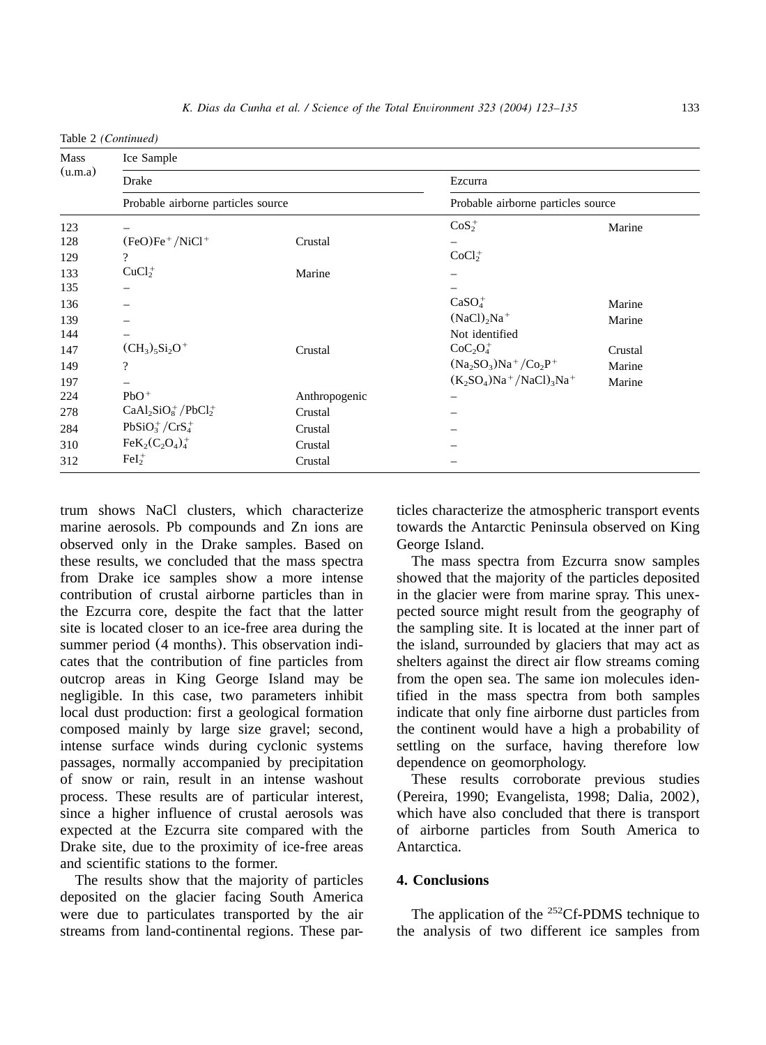Table 2 *(Continued)*

| Mass (u.m.a) | Ice Sample | | | |
|---|---|---|---|---|
| | Drake | | Ezcurra | |
| | Probable airborne particles source | | Probable airborne particles source | |
| 123 | – | | $CoS_2^+$ | Marine |
| 128 | $(FeO)Fe^+/NiCl^+$ | Crustal | – | |
| 129 | ? | | $CoCl_2^+$ | |
| 133 | $CuCl_2^+$ | Marine | – | |
| 135 | – | | – | |
| 136 | – | | $CaSO_4^+$ | Marine |
| 139 | – | | $(NaCl)_2Na^+$ | Marine |
| 144 | – | | Not identified | |
| 147 | $(CH_3)_5Si_2O^+$ | Crustal | $CoC_2O_4^+$ | Crustal |
| 149 | ? | | $(Na_2SO_3)Na^+/Co_2P^+$ | Marine |
| 197 | – | | $(K_2SO_4)Na^+/NaCl)_3Na^+$ | Marine |
| 224 | $PbO^+$ | Anthropogenic | – | |
| 278 | $CaAl_2SiO_8^+/PbCl_2^+$ | Crustal | – | |
| 284 | $PbSiO_3^+/CrS_4^+$ | Crustal | – | |
| 310 | $FeK_2(C_2O_4)_4^+$ | Crustal | – | |
| 312 | $FeI_2^+$ | Crustal | – | |

trum shows NaCl clusters, which characterize marine aerosols. Pb compounds and Zn ions are observed only in the Drake samples. Based on these results, we concluded that the mass spectra from Drake ice samples show a more intense contribution of crustal airborne particles than in the Ezcurra core, despite the fact that the latter site is located closer to an ice-free area during the summer period (4 months). This observation indicates that the contribution of fine particles from outcrop areas in King George Island may be negligible. In this case, two parameters inhibit local dust production: first a geological formation composed mainly by large size gravel; second, intense surface winds during cyclonic systems passages, normally accompanied by precipitation of snow or rain, result in an intense washout process. These results are of particular interest, since a higher influence of crustal aerosols was expected at the Ezcurra site compared with the Drake site, due to the proximity of ice-free areas and scientific stations to the former.

The results show that the majority of particles deposited on the glacier facing South America were due to particulates transported by the air streams from land-continental regions. These particles characterize the atmospheric transport events towards the Antarctic Peninsula observed on King George Island.

The mass spectra from Ezcurra snow samples showed that the majority of the particles deposited in the glacier were from marine spray. This unexpected source might result from the geography of the sampling site. It is located at the inner part of the island, surrounded by glaciers that may act as shelters against the direct air flow streams coming from the open sea. The same ion molecules identified in the mass spectra from both samples indicate that only fine airborne dust particles from the continent would have a high a probability of settling on the surface, having therefore low dependence on geomorphology.

These results corroborate previous studies (Pereira, 1990; Evangelista, 1998; Dalia, 2002), which have also concluded that there is transport of airborne particles from South America to Antarctica.

## 4. Conclusions

The application of the $^{252}$Cf-PDMS technique to the analysis of two different ice samples from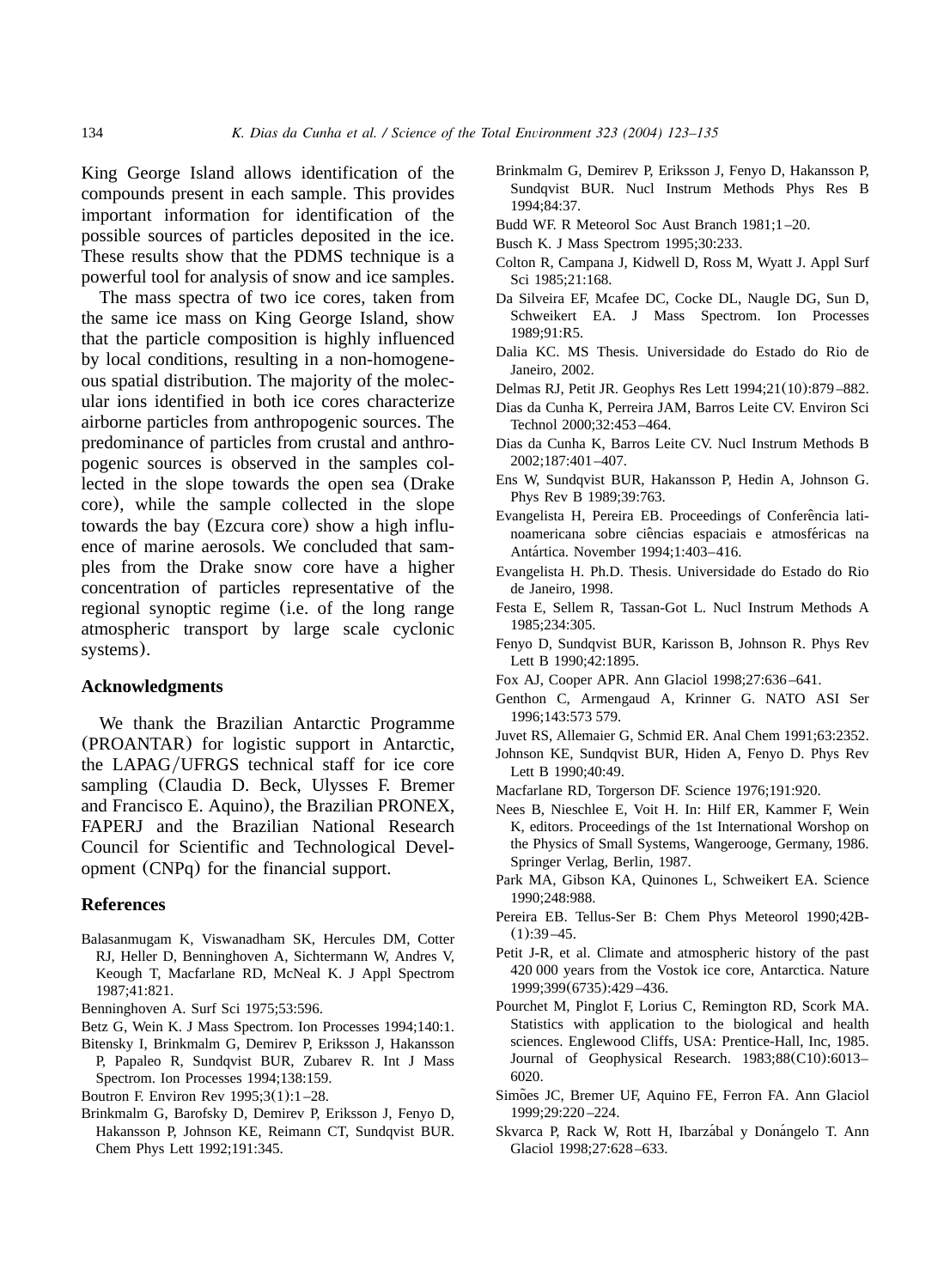King George Island allows identification of the compounds present in each sample. This provides important information for identification of the possible sources of particles deposited in the ice. These results show that the PDMS technique is a powerful tool for analysis of snow and ice samples.

The mass spectra of two ice cores, taken from the same ice mass on King George Island, show that the particle composition is highly influenced by local conditions, resulting in a non-homogeneous spatial distribution. The majority of the molecular ions identified in both ice cores characterize airborne particles from anthropogenic sources. The predominance of particles from crustal and anthropogenic sources is observed in the samples collected in the slope towards the open sea (Drake core), while the sample collected in the slope towards the bay (Ezcura core) show a high influence of marine aerosols. We concluded that samples from the Drake snow core have a higher concentration of particles representative of the regional synoptic regime (i.e. of the long range atmospheric transport by large scale cyclonic systems).

## Acknowledgments

We thank the Brazilian Antarctic Programme (PROANTAR) for logistic support in Antarctic, the LAPAG/UFRGS technical staff for ice core sampling (Claudia D. Beck, Ulysses F. Bremer and Francisco E. Aquino), the Brazilian PRONEX, FAPERJ and the Brazilian National Research Council for Scientific and Technological Development (CNPq) for the financial support.

## References

Balasanmugam K, Viswanadham SK, Hercules DM, Cotter RJ, Heller D, Benninghoven A, Sichtermann W, Andres V, Keough T, Macfarlane RD, McNeal K. J Appl Spectrom 1987;41:821.

Benninghoven A. Surf Sci 1975;53:596.

Betz G, Wein K. J Mass Spectrom. Ion Processes 1994;140:1.

Bitensky I, Brinkmalm G, Demirev P, Eriksson J, Hakansson P, Papaleo R, Sundqvist BUR, Zubarev R. Int J Mass Spectrom. Ion Processes 1994;138:159.

Boutron F. Environ Rev 1995;3(1):1–28.

Brinkmalm G, Barofsky D, Demirev P, Eriksson J, Fenyo D, Hakansson P, Johnson KE, Reimann CT, Sundqvist BUR. Chem Phys Lett 1992;191:345.

Brinkmalm G, Demirev P, Eriksson J, Fenyo D, Hakansson P, Sundqvist BUR. Nucl Instrum Methods Phys Res B 1994;84:37.

Budd WF. R Meteorol Soc Aust Branch 1981;1–20.

Busch K. J Mass Spectrom 1995;30:233.

Colton R, Campana J, Kidwell D, Ross M, Wyatt J. Appl Surf Sci 1985;21:168.

Da Silveira EF, Mcafee DC, Cocke DL, Naugle DG, Sun D, Schweikert EA. J Mass Spectrom. Ion Processes 1989;91:R5.

Dalia KC. MS Thesis. Universidade do Estado do Rio de Janeiro, 2002.

Delmas RJ, Petit JR. Geophys Res Lett 1994;21(10):879–882.

Dias da Cunha K, Perreira JAM, Barros Leite CV. Environ Sci Technol 2000;32:453–464.

Dias da Cunha K, Barros Leite CV. Nucl Instrum Methods B 2002;187:401–407.

Ens W, Sundqvist BUR, Hakansson P, Hedin A, Johnson G. Phys Rev B 1989;39:763.

Evangelista H, Pereira EB. Proceedings of Conferência latinoamericana sobre ciências espaciais e atmosféricas na Antártica. November 1994;1:403–416.

Evangelista H. Ph.D. Thesis. Universidade do Estado do Rio de Janeiro, 1998.

Festa E, Sellem R, Tassan-Got L. Nucl Instrum Methods A 1985;234:305.

Fenyo D, Sundqvist BUR, Karisson B, Johnson R. Phys Rev Lett B 1990;42:1895.

Fox AJ, Cooper APR. Ann Glaciol 1998;27:636–641.

Genthon C, Armengaud A, Krinner G. NATO ASI Ser 1996;143:573 579.

Juvet RS, Allemaier G, Schmid ER. Anal Chem 1991;63:2352.

Johnson KE, Sundqvist BUR, Hiden A, Fenyo D. Phys Rev Lett B 1990;40:49.

Macfarlane RD, Torgerson DF. Science 1976;191:920.

Nees B, Nieschlee E, Voit H. In: Hilf ER, Kammer F, Wein K, editors. Proceedings of the 1st International Worshop on the Physics of Small Systems, Wangerooge, Germany, 1986. Springer Verlag, Berlin, 1987.

Park MA, Gibson KA, Quinones L, Schweikert EA. Science 1990;248:988.

Pereira EB. Tellus-Ser B: Chem Phys Meteorol 1990;42B-(1):39–45.

Petit J-R, et al. Climate and atmospheric history of the past 420 000 years from the Vostok ice core, Antarctica. Nature 1999;399(6735):429–436.

Pourchet M, Pinglot F, Lorius C, Remington RD, Scork MA. Statistics with application to the biological and health sciences. Englewood Cliffs, USA: Prentice-Hall, Inc, 1985. Journal of Geophysical Research. 1983;88(C10):6013–6020.

Simões JC, Bremer UF, Aquino FE, Ferron FA. Ann Glaciol 1999;29:220–224.

Skvarca P, Rack W, Rott H, Ibarzábal y Donángelo T. Ann Glaciol 1998;27:628–633.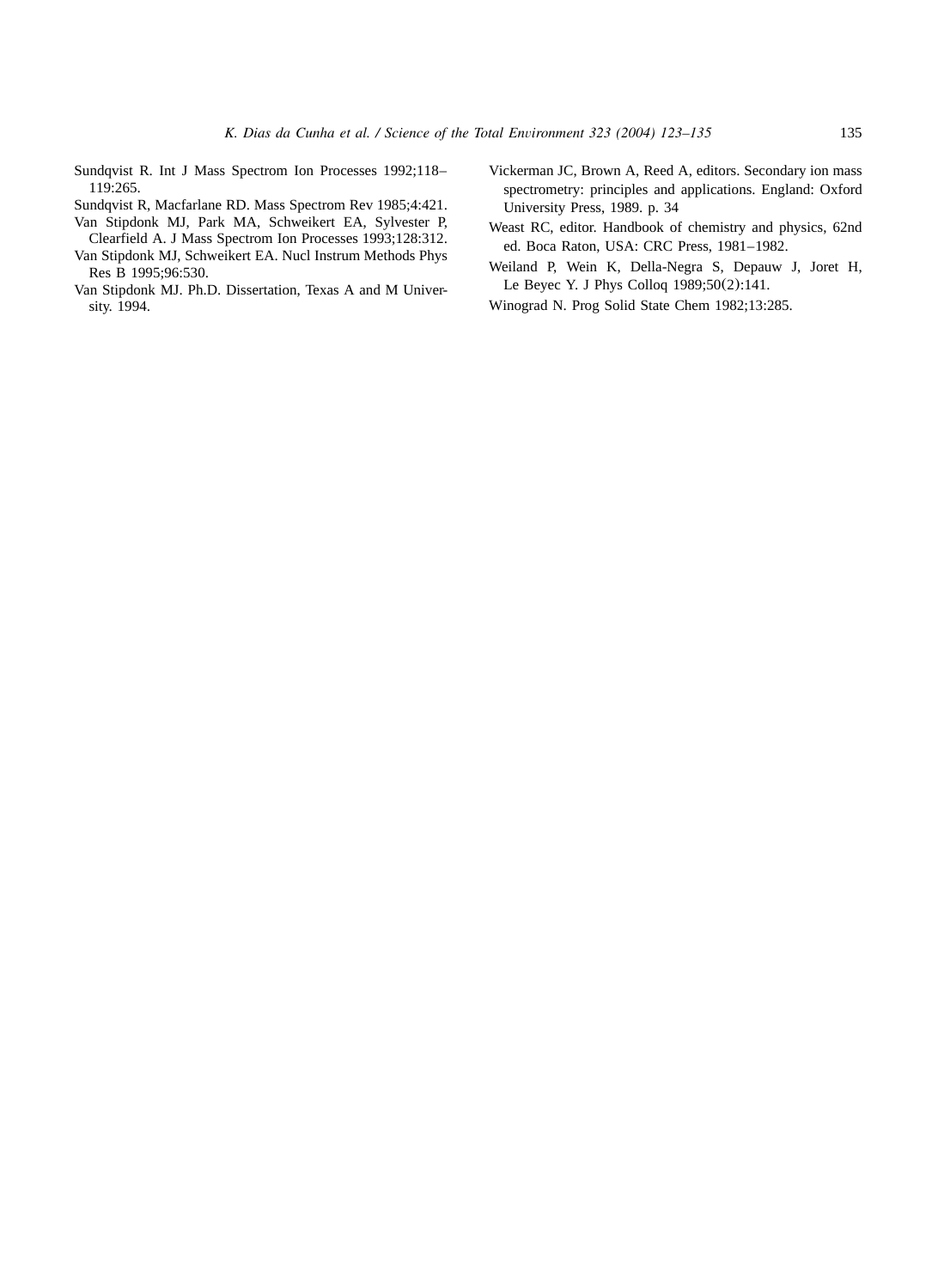Sundqvist R. Int J Mass Spectrom Ion Processes 1992;118–119:265.

Sundqvist R, Macfarlane RD. Mass Spectrom Rev 1985;4:421.

Van Stipdonk MJ, Park MA, Schweikert EA, Sylvester P, Clearfield A. J Mass Spectrom Ion Processes 1993;128:312.

Van Stipdonk MJ, Schweikert EA. Nucl Instrum Methods Phys Res B 1995;96:530.

Van Stipdonk MJ. Ph.D. Dissertation, Texas A and M University. 1994.

Vickerman JC, Brown A, Reed A, editors. Secondary ion mass spectrometry: principles and applications. England: Oxford University Press, 1989. p. 34

Weast RC, editor. Handbook of chemistry and physics, 62nd ed. Boca Raton, USA: CRC Press, 1981–1982.

Weiland P, Wein K, Della-Negra S, Depauw J, Joret H, Le Beyec Y. J Phys Colloq 1989;50(2):141.

Winograd N. Prog Solid State Chem 1982;13:285.